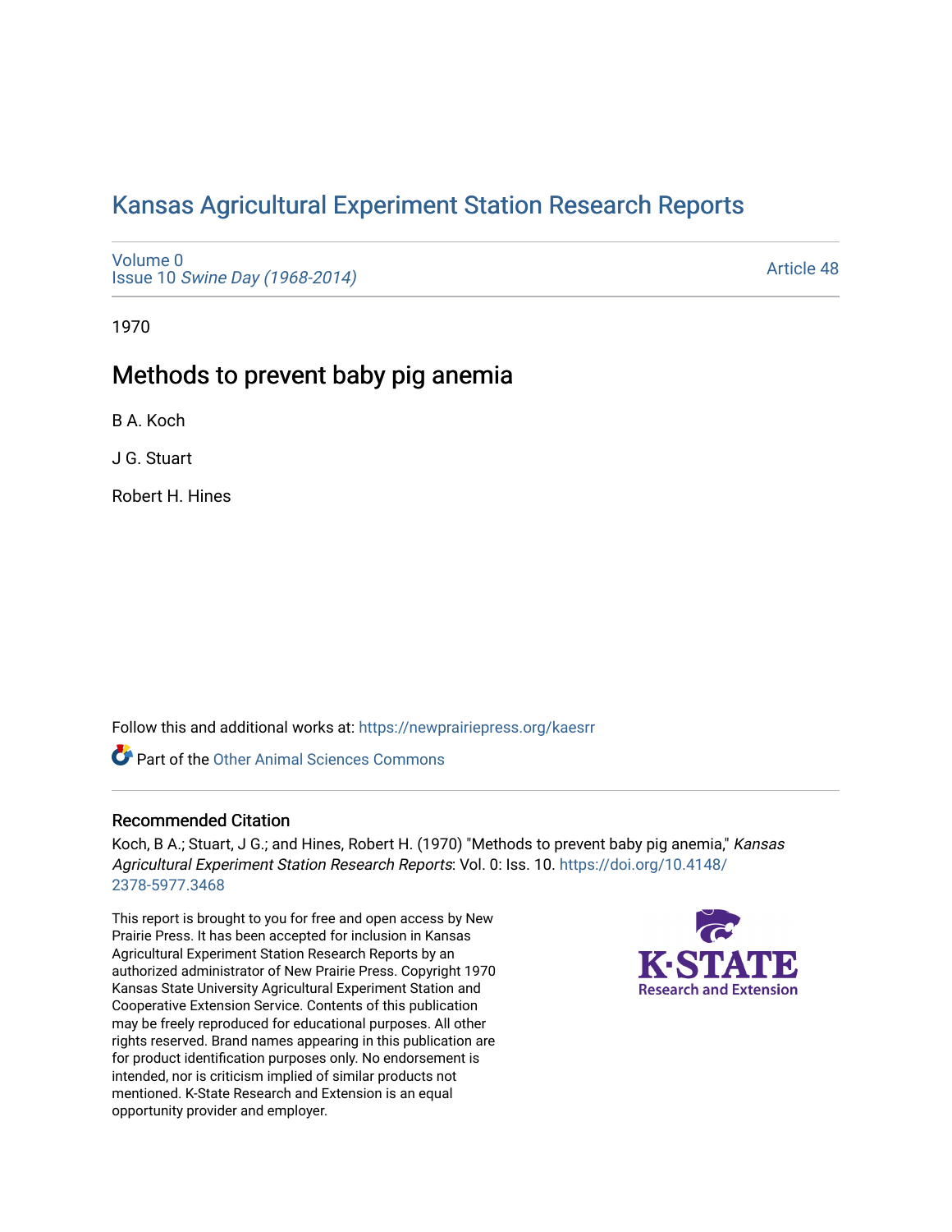# Kansas Agricultural Experiment Station Research Reports

Volume 0
Issue 10 *Swine Day (1968-2014)*

Article 48

1970

## Methods to prevent baby pig anemia

B A. Koch

J G. Stuart

Robert H. Hines

Follow this and additional works at: https://newprairiepress.org/kaesrr

Part of the Other Animal Sciences Commons

### Recommended Citation

Koch, B A.; Stuart, J G.; and Hines, Robert H. (1970) "Methods to prevent baby pig anemia," *Kansas Agricultural Experiment Station Research Reports*: Vol. 0: Iss. 10. https://doi.org/10.4148/2378-5977.3468

This report is brought to you for free and open access by New Prairie Press. It has been accepted for inclusion in Kansas Agricultural Experiment Station Research Reports by an authorized administrator of New Prairie Press. Copyright 1970 Kansas State University Agricultural Experiment Station and Cooperative Extension Service. Contents of this publication may be freely reproduced for educational purposes. All other rights reserved. Brand names appearing in this publication are for product identification purposes only. No endorsement is intended, nor is criticism implied of similar products not mentioned. K-State Research and Extension is an equal opportunity provider and employer.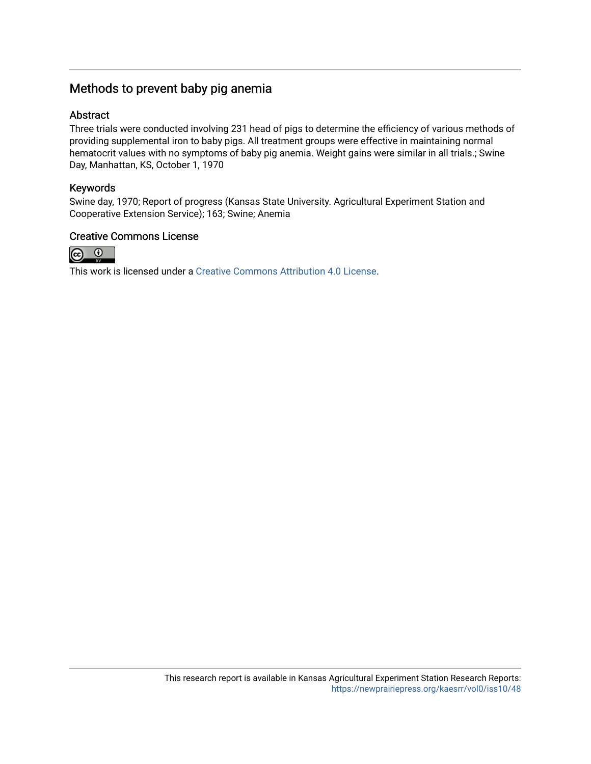# Methods to prevent baby pig anemia

## Abstract

Three trials were conducted involving 231 head of pigs to determine the efficiency of various methods of providing supplemental iron to baby pigs. All treatment groups were effective in maintaining normal hematocrit values with no symptoms of baby pig anemia. Weight gains were similar in all trials.; Swine Day, Manhattan, KS, October 1, 1970

## Keywords

Swine day, 1970; Report of progress (Kansas State University. Agricultural Experiment Station and Cooperative Extension Service); 163; Swine; Anemia

## Creative Commons License

This work is licensed under a Creative Commons Attribution 4.0 License.

This research report is available in Kansas Agricultural Experiment Station Research Reports: https://newprairiepress.org/kaesrr/vol0/iss10/48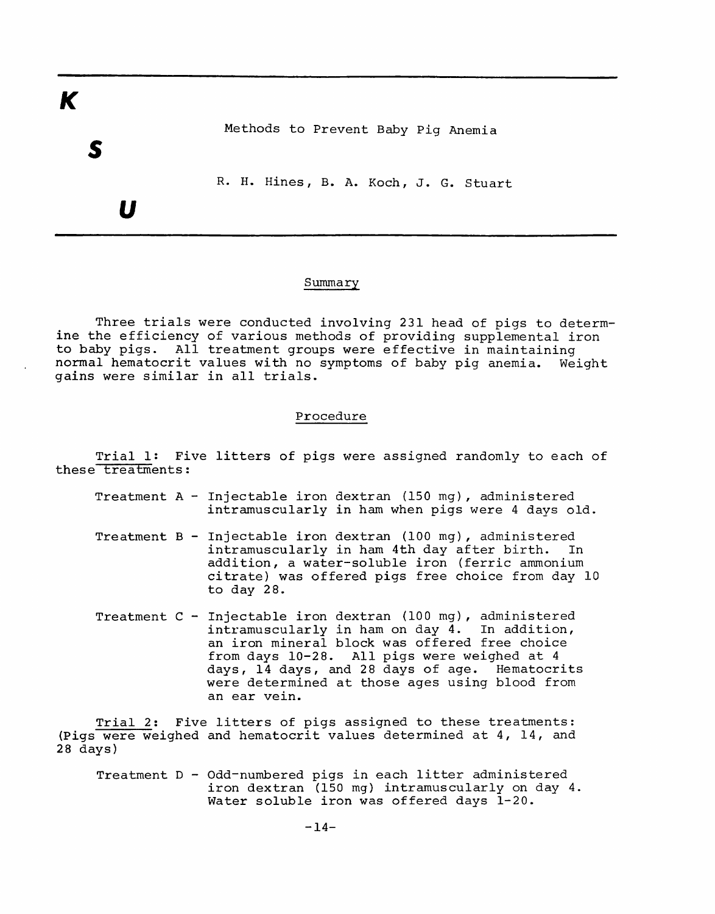K

S

U

# Methods to Prevent Baby Pig Anemia

R. H. Hines, B. A. Koch, J. G. Stuart

## Summary

Three trials were conducted involving 231 head of pigs to determine the efficiency of various methods of providing supplemental iron to baby pigs. All treatment groups were effective in maintaining normal hematocrit values with no symptoms of baby pig anemia. Weight gains were similar in all trials.

## Procedure

Trial 1: Five litters of pigs were assigned randomly to each of these treatments:

Treatment A - Injectable iron dextran (150 mg), administered intramuscularly in ham when pigs were 4 days old.

Treatment B - Injectable iron dextran (100 mg), administered intramuscularly in ham 4th day after birth. In addition, a water-soluble iron (ferric ammonium citrate) was offered pigs free choice from day 10 to day 28.

Treatment C - Injectable iron dextran (100 mg), administered intramuscularly in ham on day 4. In addition, an iron mineral block was offered free choice from days 10-28. All pigs were weighed at 4 days, 14 days, and 28 days of age. Hematocrits were determined at those ages using blood from an ear vein.

Trial 2: Five litters of pigs assigned to these treatments: (Pigs were weighed and hematocrit values determined at 4, 14, and 28 days)

Treatment D - Odd-numbered pigs in each litter administered iron dextran (150 mg) intramuscularly on day 4. Water soluble iron was offered days 1-20.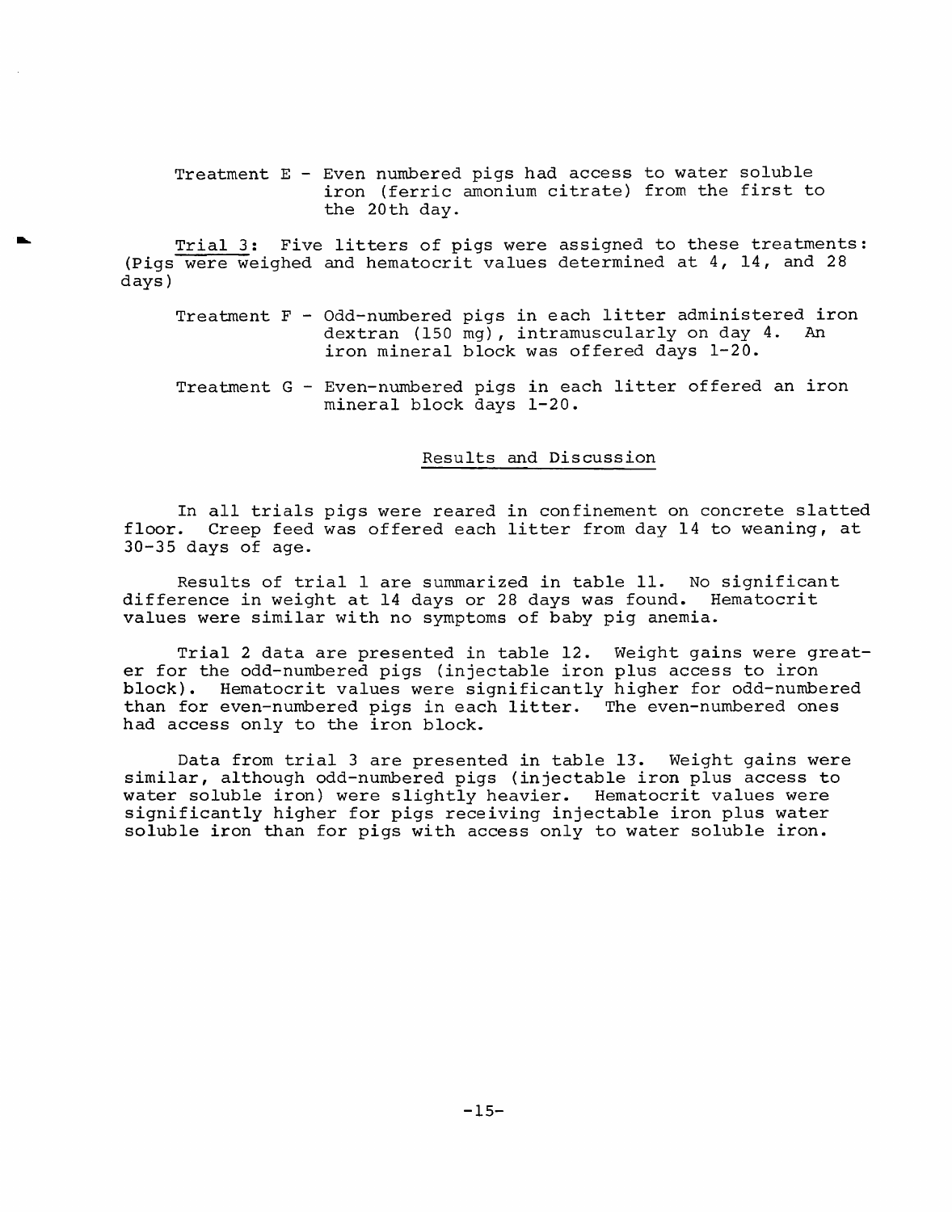Treatment E - Even numbered pigs had access to water soluble iron (ferric amonium citrate) from the first to the 20th day.

Trial 3: Five litters of pigs were assigned to these treatments: (Pigs were weighed and hematocrit values determined at 4, 14, and 28 days)

Treatment F - Odd-numbered pigs in each litter administered iron dextran (150 mg), intramuscularly on day 4. An iron mineral block was offered days 1-20.

Treatment G - Even-numbered pigs in each litter offered an iron mineral block days 1-20.

## Results and Discussion

In all trials pigs were reared in confinement on concrete slatted floor. Creep feed was offered each litter from day 14 to weaning, at 30-35 days of age.

Results of trial 1 are summarized in table 11. No significant difference in weight at 14 days or 28 days was found. Hematocrit values were similar with no symptoms of baby pig anemia.

Trial 2 data are presented in table 12. Weight gains were greater for the odd-numbered pigs (injectable iron plus access to iron block). Hematocrit values were significantly higher for odd-numbered than for even-numbered pigs in each litter. The even-numbered ones had access only to the iron block.

Data from trial 3 are presented in table 13. Weight gains were similar, although odd-numbered pigs (injectable iron plus access to water soluble iron) were slightly heavier. Hematocrit values were significantly higher for pigs receiving injectable iron plus water soluble iron than for pigs with access only to water soluble iron.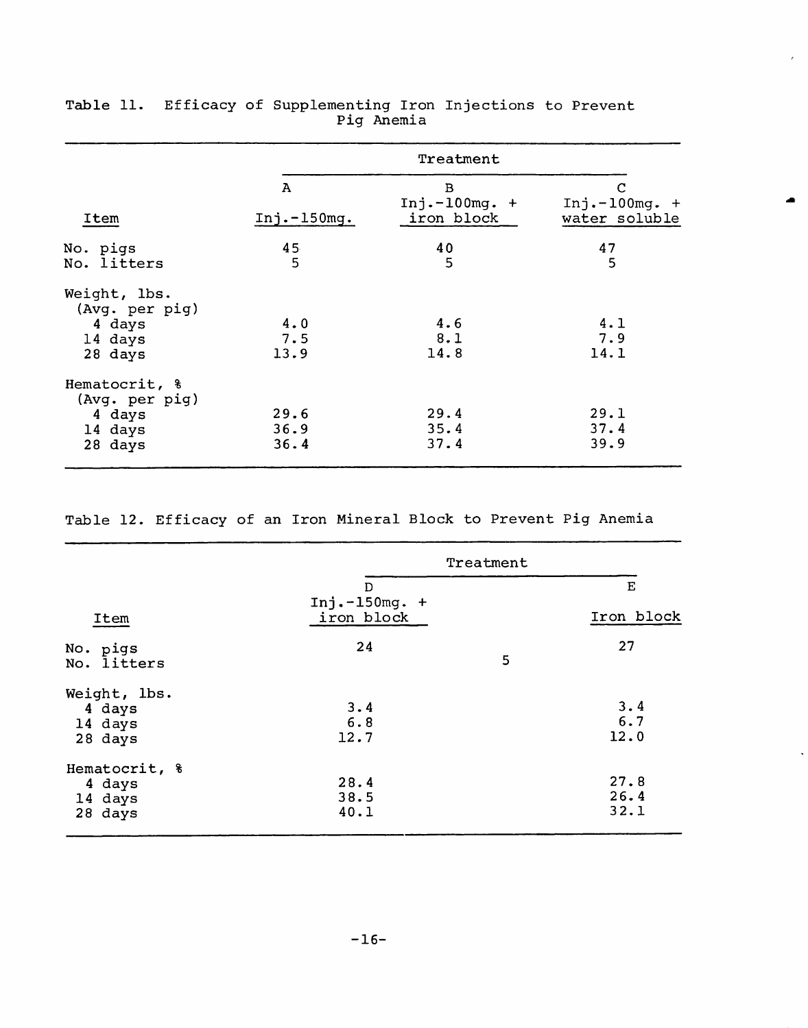Table 11. Efficacy of Supplementing Iron Injections to Prevent Pig Anemia

| Item | Treatment | | |
|---|---|---|---|
| | A<br>Inj.-150mg. | B<br>Inj.-100mg. + iron block | C<br>Inj.-100mg. + water soluble |
| No. pigs | 45 | 40 | 47 |
| No. litters | 5 | 5 | 5 |
| Weight, lbs. (Avg. per pig) | | | |
| 4 days | 4.0 | 4.6 | 4.1 |
| 14 days | 7.5 | 8.1 | 7.9 |
| 28 days | 13.9 | 14.8 | 14.1 |
| Hematocrit, % (Avg. per pig) | | | |
| 4 days | 29.6 | 29.4 | 29.1 |
| 14 days | 36.9 | 35.4 | 37.4 |
| 28 days | 36.4 | 37.4 | 39.9 |

Table 12. Efficacy of an Iron Mineral Block to Prevent Pig Anemia

| Item | Treatment | |
|---|---|---|
| | D<br>Inj.-150mg. + iron block | E<br>Iron block |
| No. pigs | 24 | 27 |
| No. litters | 5 | |
| Weight, lbs. | | |
| 4 days | 3.4 | 3.4 |
| 14 days | 6.8 | 6.7 |
| 28 days | 12.7 | 12.0 |
| Hematocrit, % | | |
| 4 days | 28.4 | 27.8 |
| 14 days | 38.5 | 26.4 |
| 28 days | 40.1 | 32.1 |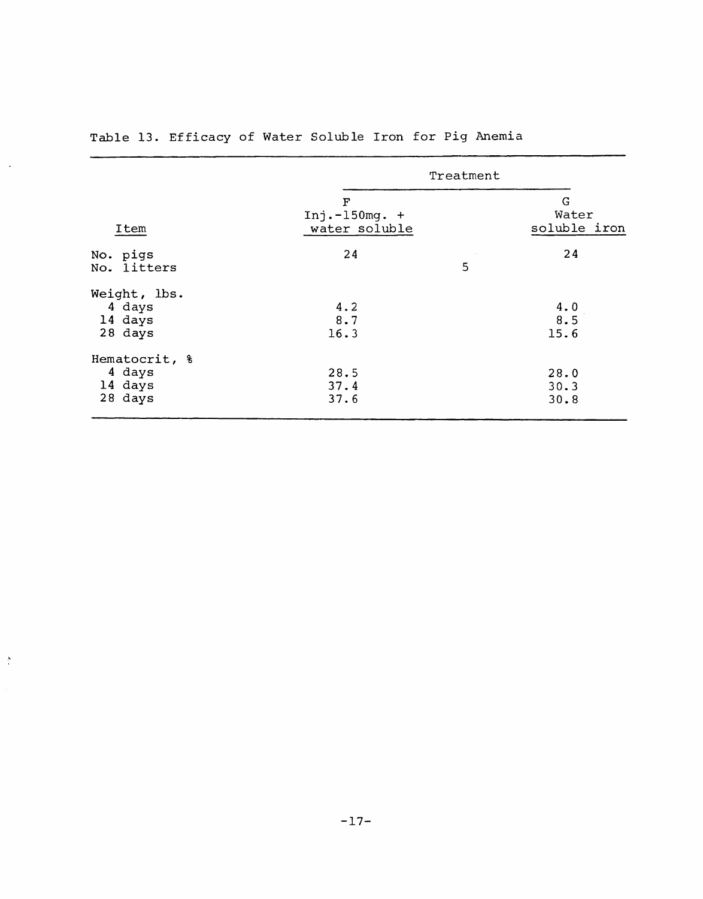Table 13. Efficacy of Water Soluble Iron for Pig Anemia

| Item | Treatment | |
|---|---|---|
| | F<br>Inj.-150mg. +<br>water soluble | G<br>Water<br>soluble iron |
| No. pigs | 24 | 24 |
| No. litters | 5 | |
| Weight, lbs. | | |
| 4 days | 4.2 | 4.0 |
| 14 days | 8.7 | 8.5 |
| 28 days | 16.3 | 15.6 |
| Hematocrit, % | | |
| 4 days | 28.5 | 28.0 |
| 14 days | 37.4 | 30.3 |
| 28 days | 37.6 | 30.8 |